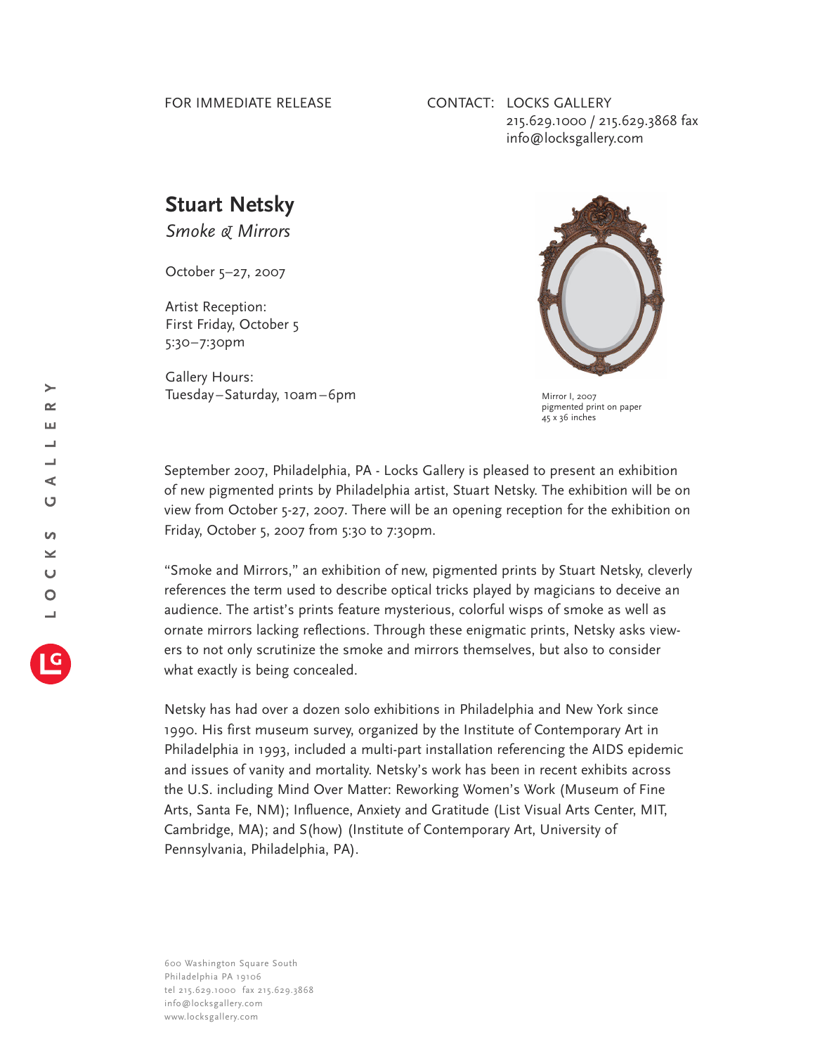FOR IMMEDIATE RELEASE

CONTACT: LOCKS GALLERY
215.629.1000 / 215.629.3868 fax
info@locksgallery.com

# Stuart Netsky

*Smoke & Mirrors*

October 5–27, 2007

Artist Reception:
First Friday, October 5
5:30–7:30pm

Gallery Hours:
Tuesday–Saturday, 10am–6pm

Mirror I, 2007
pigmented print on paper
45 x 36 inches

September 2007, Philadelphia, PA - Locks Gallery is pleased to present an exhibition of new pigmented prints by Philadelphia artist, Stuart Netsky. The exhibition will be on view from October 5-27, 2007. There will be an opening reception for the exhibition on Friday, October 5, 2007 from 5:30 to 7:30pm.

"Smoke and Mirrors," an exhibition of new, pigmented prints by Stuart Netsky, cleverly references the term used to describe optical tricks played by magicians to deceive an audience. The artist's prints feature mysterious, colorful wisps of smoke as well as ornate mirrors lacking reflections. Through these enigmatic prints, Netsky asks viewers to not only scrutinize the smoke and mirrors themselves, but also to consider what exactly is being concealed.

Netsky has had over a dozen solo exhibitions in Philadelphia and New York since 1990. His first museum survey, organized by the Institute of Contemporary Art in Philadelphia in 1993, included a multi-part installation referencing the AIDS epidemic and issues of vanity and mortality. Netsky's work has been in recent exhibits across the U.S. including Mind Over Matter: Reworking Women's Work (Museum of Fine Arts, Santa Fe, NM); Influence, Anxiety and Gratitude (List Visual Arts Center, MIT, Cambridge, MA); and S(how) (Institute of Contemporary Art, University of Pennsylvania, Philadelphia, PA).

600 Washington Square South
Philadelphia PA 19106
tel 215.629.1000 fax 215.629.3868
info@locksgallery.com
www.locksgallery.com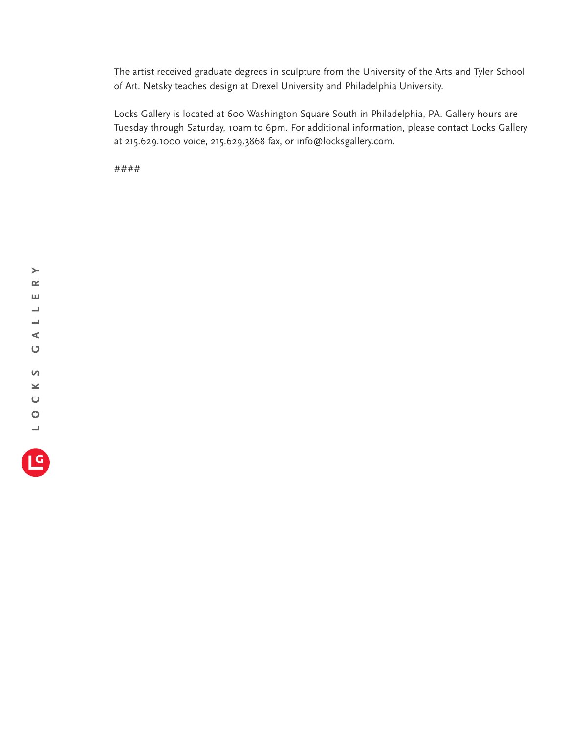The artist received graduate degrees in sculpture from the University of the Arts and Tyler School of Art. Netsky teaches design at Drexel University and Philadelphia University.

Locks Gallery is located at 600 Washington Square South in Philadelphia, PA. Gallery hours are Tuesday through Saturday, 10am to 6pm. For additional information, please contact Locks Gallery at 215.629.1000 voice, 215.629.3868 fax, or info@locksgallery.com.

####